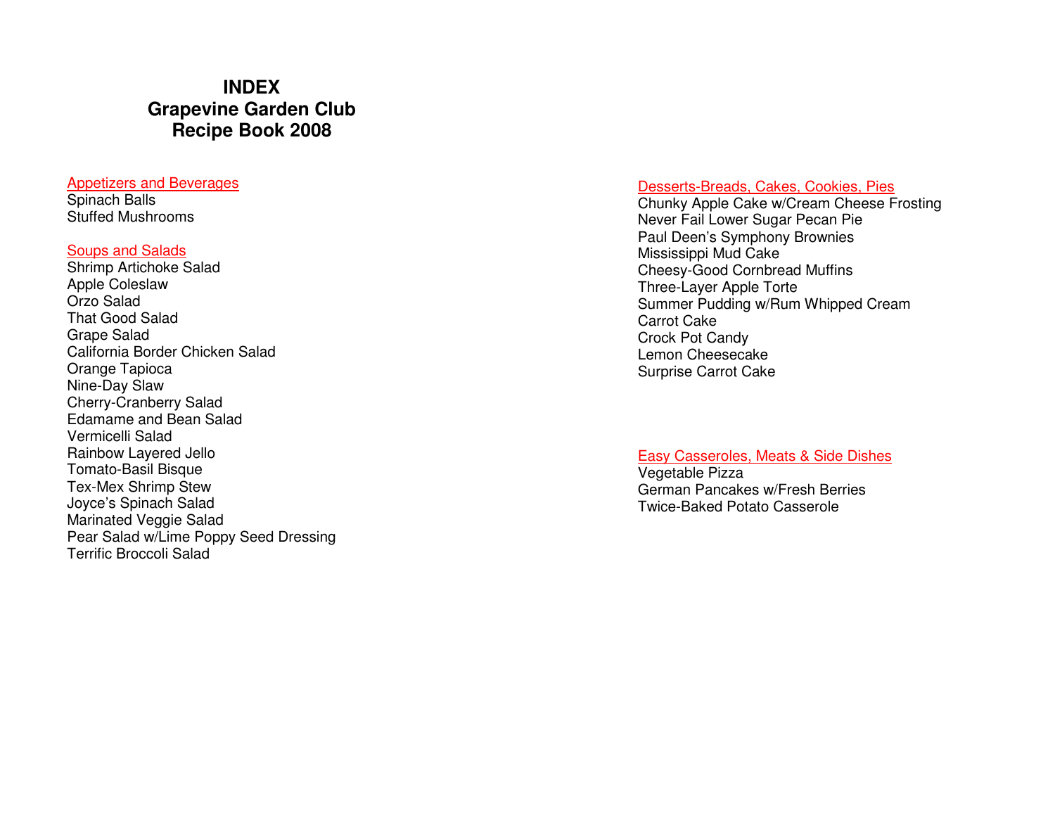# INDEX
# Grapevine Garden Club
# Recipe Book 2008

## Appetizers and Beverages

Spinach Balls
Stuffed Mushrooms

## Soups and Salads

Shrimp Artichoke Salad
Apple Coleslaw
Orzo Salad
That Good Salad
Grape Salad
California Border Chicken Salad
Orange Tapioca
Nine-Day Slaw
Cherry-Cranberry Salad
Edamame and Bean Salad
Vermicelli Salad
Rainbow Layered Jello
Tomato-Basil Bisque
Tex-Mex Shrimp Stew
Joyce's Spinach Salad
Marinated Veggie Salad
Pear Salad w/Lime Poppy Seed Dressing
Terrific Broccoli Salad

## Desserts-Breads, Cakes, Cookies, Pies

Chunky Apple Cake w/Cream Cheese Frosting
Never Fail Lower Sugar Pecan Pie
Paul Deen's Symphony Brownies
Mississippi Mud Cake
Cheesy-Good Cornbread Muffins
Three-Layer Apple Torte
Summer Pudding w/Rum Whipped Cream
Carrot Cake
Crock Pot Candy
Lemon Cheesecake
Surprise Carrot Cake

## Easy Casseroles, Meats & Side Dishes

Vegetable Pizza
German Pancakes w/Fresh Berries
Twice-Baked Potato Casserole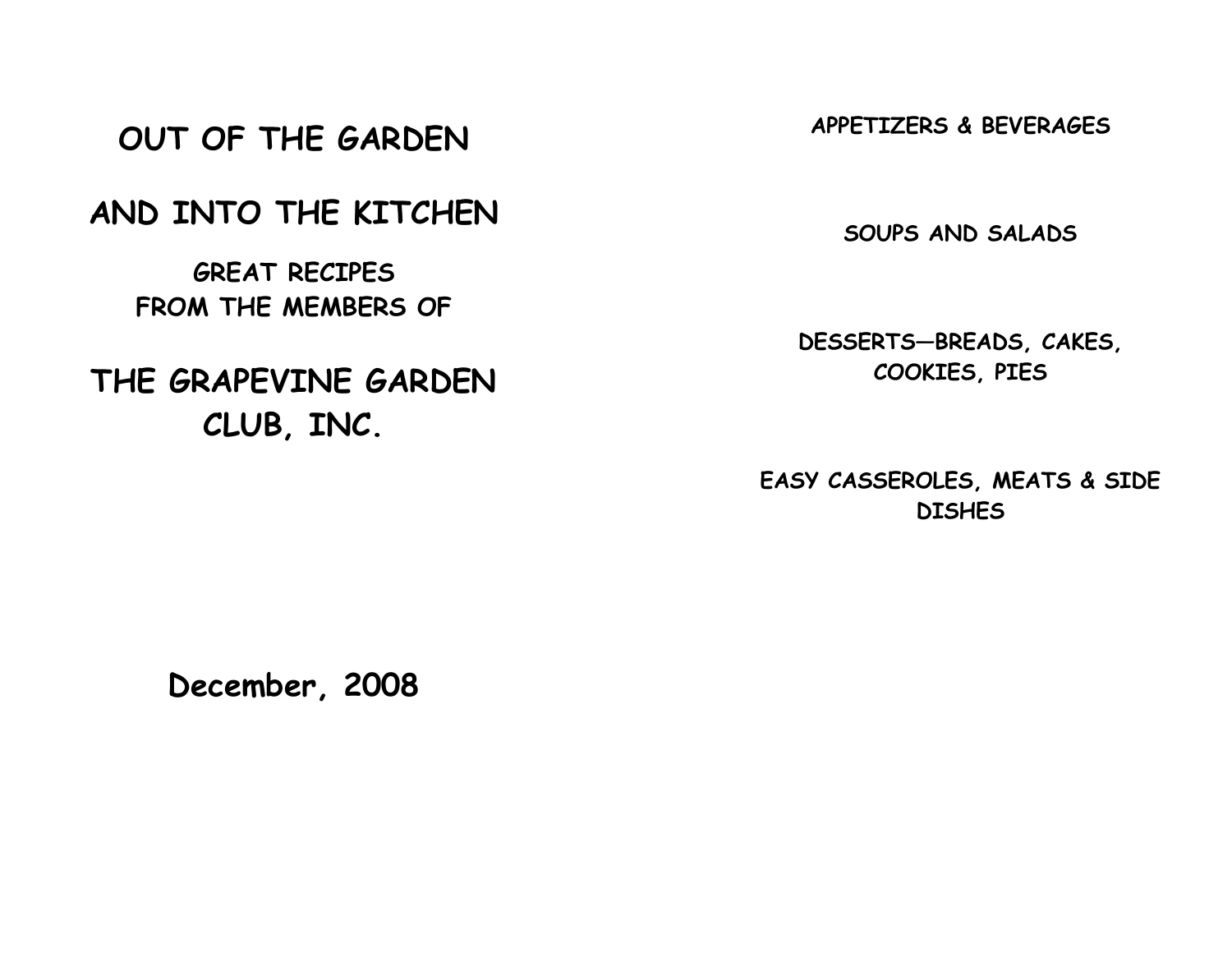# OUT OF THE GARDEN

# AND INTO THE KITCHEN

## GREAT RECIPES FROM THE MEMBERS OF

# THE GRAPEVINE GARDEN CLUB, INC.

**December, 2008**

**APPETIZERS & BEVERAGES**

**SOUPS AND SALADS**

**DESSERTS—BREADS, CAKES, COOKIES, PIES**

**EASY CASSEROLES, MEATS & SIDE DISHES**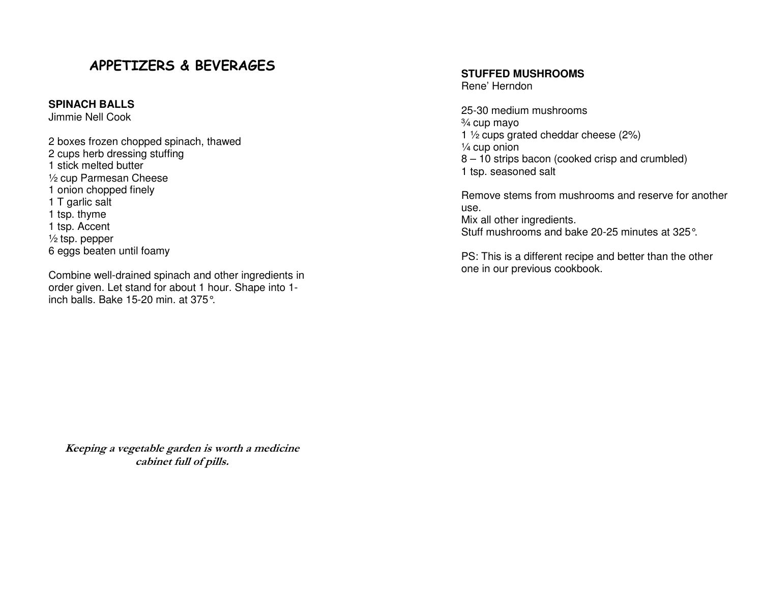# APPETIZERS & BEVERAGES

**SPINACH BALLS**
Jimmie Nell Cook

2 boxes frozen chopped spinach, thawed
2 cups herb dressing stuffing
1 stick melted butter
½ cup Parmesan Cheese
1 onion chopped finely
1 T garlic salt
1 tsp. thyme
1 tsp. Accent
½ tsp. pepper
6 eggs beaten until foamy

Combine well-drained spinach and other ingredients in order given. Let stand for about 1 hour. Shape into 1-inch balls. Bake 15-20 min. at 375°.

***Keeping a vegetable garden is worth a medicine cabinet full of pills.***

**STUFFED MUSHROOMS**
Rene' Herndon

25-30 medium mushrooms
¾ cup mayo
1 ½ cups grated cheddar cheese (2%)
¼ cup onion
8 – 10 strips bacon (cooked crisp and crumbled)
1 tsp. seasoned salt

Remove stems from mushrooms and reserve for another use.
Mix all other ingredients.
Stuff mushrooms and bake 20-25 minutes at 325°.

PS: This is a different recipe and better than the other one in our previous cookbook.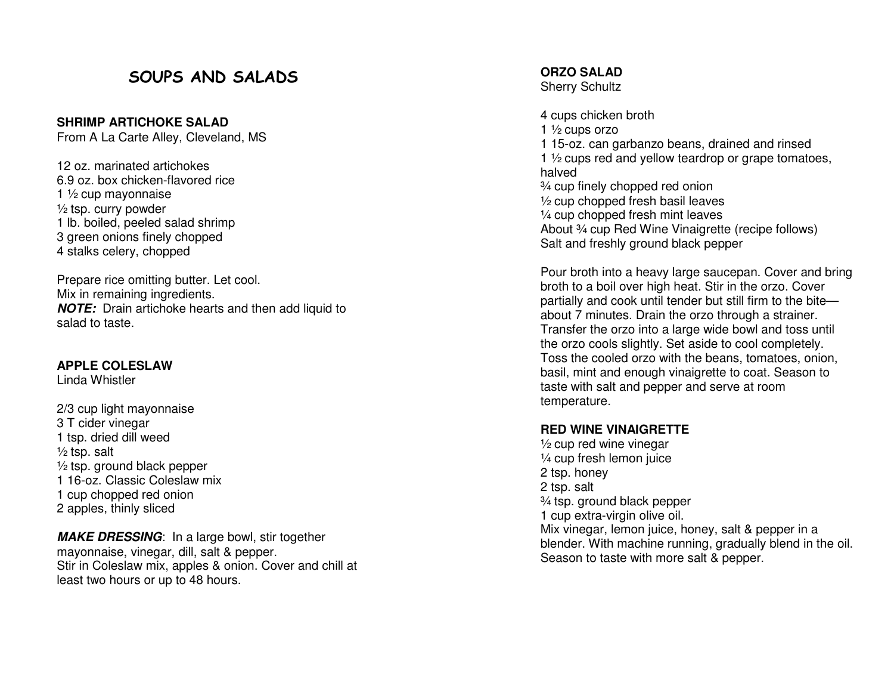# SOUPS AND SALADS

**SHRIMP ARTICHOKE SALAD**
From A La Carte Alley, Cleveland, MS

12 oz. marinated artichokes
6.9 oz. box chicken-flavored rice
1 ½ cup mayonnaise
½ tsp. curry powder
1 lb. boiled, peeled salad shrimp
3 green onions finely chopped
4 stalks celery, chopped

Prepare rice omitting butter. Let cool.
Mix in remaining ingredients.
***NOTE:*** Drain artichoke hearts and then add liquid to salad to taste.

**APPLE COLESLAW**
Linda Whistler

2/3 cup light mayonnaise
3 T cider vinegar
1 tsp. dried dill weed
½ tsp. salt
½ tsp. ground black pepper
1 16-oz. Classic Coleslaw mix
1 cup chopped red onion
2 apples, thinly sliced

***MAKE DRESSING***: In a large bowl, stir together mayonnaise, vinegar, dill, salt & pepper.
Stir in Coleslaw mix, apples & onion. Cover and chill at least two hours or up to 48 hours.

**ORZO SALAD**
Sherry Schultz

4 cups chicken broth
1 ½ cups orzo
1 15-oz. can garbanzo beans, drained and rinsed
1 ½ cups red and yellow teardrop or grape tomatoes, halved
¾ cup finely chopped red onion
½ cup chopped fresh basil leaves
¼ cup chopped fresh mint leaves
About ¾ cup Red Wine Vinaigrette (recipe follows)
Salt and freshly ground black pepper

Pour broth into a heavy large saucepan. Cover and bring broth to a boil over high heat. Stir in the orzo. Cover partially and cook until tender but still firm to the bite—about 7 minutes. Drain the orzo through a strainer. Transfer the orzo into a large wide bowl and toss until the orzo cools slightly. Set aside to cool completely. Toss the cooled orzo with the beans, tomatoes, onion, basil, mint and enough vinaigrette to coat. Season to taste with salt and pepper and serve at room temperature.

**RED WINE VINAIGRETTE**
½ cup red wine vinegar
¼ cup fresh lemon juice
2 tsp. honey
2 tsp. salt
¾ tsp. ground black pepper
1 cup extra-virgin olive oil.
Mix vinegar, lemon juice, honey, salt & pepper in a blender. With machine running, gradually blend in the oil. Season to taste with more salt & pepper.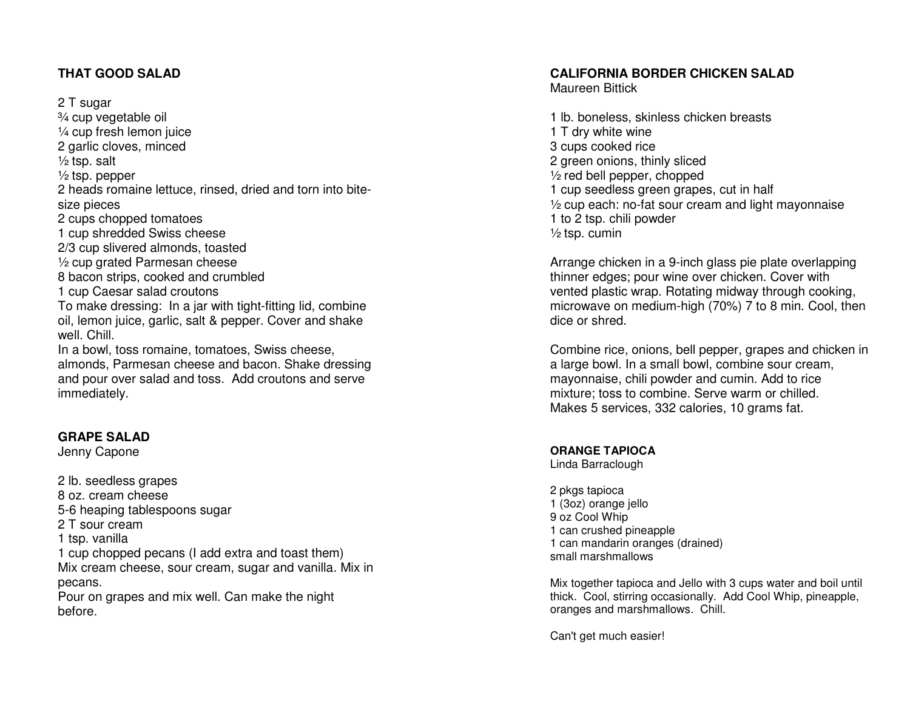## THAT GOOD SALAD

2 T sugar
¾ cup vegetable oil
¼ cup fresh lemon juice
2 garlic cloves, minced
½ tsp. salt
½ tsp. pepper
2 heads romaine lettuce, rinsed, dried and torn into bite-size pieces
2 cups chopped tomatoes
1 cup shredded Swiss cheese
2/3 cup slivered almonds, toasted
½ cup grated Parmesan cheese
8 bacon strips, cooked and crumbled
1 cup Caesar salad croutons
To make dressing: In a jar with tight-fitting lid, combine oil, lemon juice, garlic, salt & pepper. Cover and shake well. Chill.
In a bowl, toss romaine, tomatoes, Swiss cheese, almonds, Parmesan cheese and bacon. Shake dressing and pour over salad and toss. Add croutons and serve immediately.

## GRAPE SALAD

Jenny Capone

2 lb. seedless grapes
8 oz. cream cheese
5-6 heaping tablespoons sugar
2 T sour cream
1 tsp. vanilla
1 cup chopped pecans (I add extra and toast them)
Mix cream cheese, sour cream, sugar and vanilla. Mix in pecans.
Pour on grapes and mix well. Can make the night before.

## CALIFORNIA BORDER CHICKEN SALAD

Maureen Bittick

1 lb. boneless, skinless chicken breasts
1 T dry white wine
3 cups cooked rice
2 green onions, thinly sliced
½ red bell pepper, chopped
1 cup seedless green grapes, cut in half
½ cup each: no-fat sour cream and light mayonnaise
1 to 2 tsp. chili powder
½ tsp. cumin

Arrange chicken in a 9-inch glass pie plate overlapping thinner edges; pour wine over chicken. Cover with vented plastic wrap. Rotating midway through cooking, microwave on medium-high (70%) 7 to 8 min. Cool, then dice or shred.

Combine rice, onions, bell pepper, grapes and chicken in a large bowl. In a small bowl, combine sour cream, mayonnaise, chili powder and cumin. Add to rice mixture; toss to combine. Serve warm or chilled.
Makes 5 services, 332 calories, 10 grams fat.

## ORANGE TAPIOCA

Linda Barraclough

2 pkgs tapioca
1 (3oz) orange jello
9 oz Cool Whip
1 can crushed pineapple
1 can mandarin oranges (drained)
small marshmallows

Mix together tapioca and Jello with 3 cups water and boil until thick. Cool, stirring occasionally. Add Cool Whip, pineapple, oranges and marshmallows. Chill.

Can't get much easier!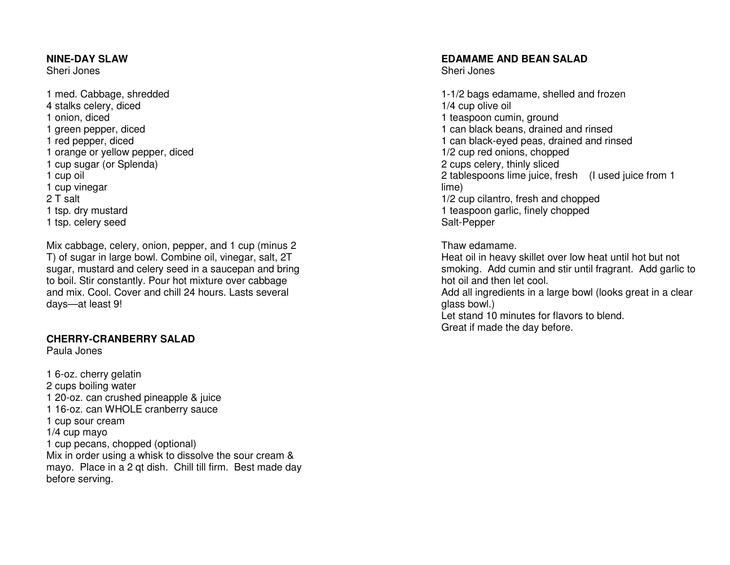**NINE-DAY SLAW**
Sheri Jones

1 med. Cabbage, shredded
4 stalks celery, diced
1 onion, diced
1 green pepper, diced
1 red pepper, diced
1 orange or yellow pepper, diced
1 cup sugar (or Splenda)
1 cup oil
1 cup vinegar
2 T salt
1 tsp. dry mustard
1 tsp. celery seed

Mix cabbage, celery, onion, pepper, and 1 cup (minus 2 T) of sugar in large bowl. Combine oil, vinegar, salt, 2T sugar, mustard and celery seed in a saucepan and bring to boil. Stir constantly. Pour hot mixture over cabbage and mix. Cool. Cover and chill 24 hours. Lasts several days—at least 9!

**CHERRY-CRANBERRY SALAD**
Paula Jones

1 6-oz. cherry gelatin
2 cups boiling water
1 20-oz. can crushed pineapple & juice
1 16-oz. can WHOLE cranberry sauce
1 cup sour cream
1/4 cup mayo
1 cup pecans, chopped (optional)
Mix in order using a whisk to dissolve the sour cream & mayo. Place in a 2 qt dish. Chill till firm. Best made day before serving.

**EDAMAME AND BEAN SALAD**
Sheri Jones

1-1/2 bags edamame, shelled and frozen
1/4 cup olive oil
1 teaspoon cumin, ground
1 can black beans, drained and rinsed
1 can black-eyed peas, drained and rinsed
1/2 cup red onions, chopped
2 cups celery, thinly sliced
2 tablespoons lime juice, fresh (I used juice from 1 lime)
1/2 cup cilantro, fresh and chopped
1 teaspoon garlic, finely chopped
Salt-Pepper

Thaw edamame.
Heat oil in heavy skillet over low heat until hot but not smoking. Add cumin and stir until fragrant. Add garlic to hot oil and then let cool.
Add all ingredients in a large bowl (looks great in a clear glass bowl.)
Let stand 10 minutes for flavors to blend.
Great if made the day before.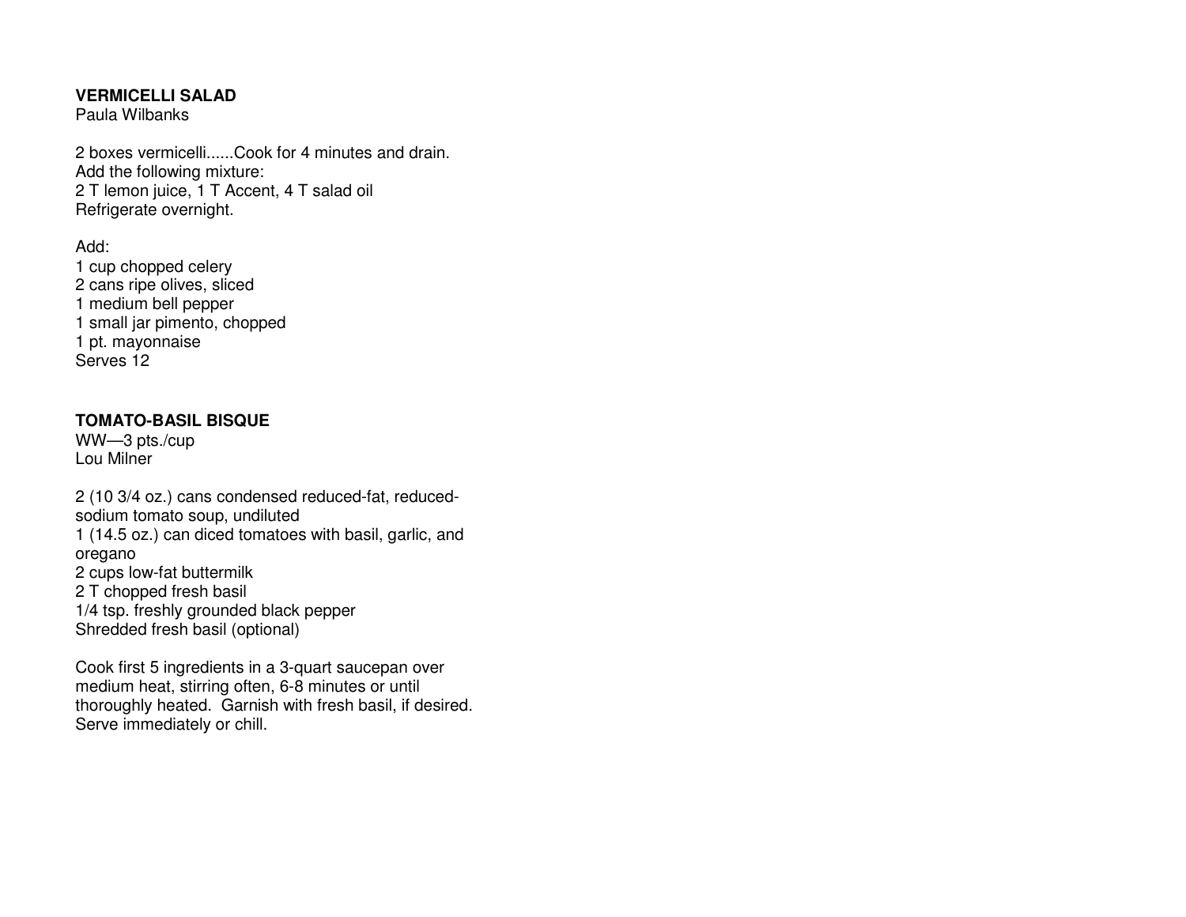## VERMICELLI SALAD

Paula Wilbanks

2 boxes vermicelli......Cook for 4 minutes and drain.
Add the following mixture:
2 T lemon juice, 1 T Accent, 4 T salad oil
Refrigerate overnight.

Add:
1 cup chopped celery
2 cans ripe olives, sliced
1 medium bell pepper
1 small jar pimento, chopped
1 pt. mayonnaise
Serves 12

## TOMATO-BASIL BISQUE

WW—3 pts./cup
Lou Milner

2 (10 3/4 oz.) cans condensed reduced-fat, reduced-sodium tomato soup, undiluted
1 (14.5 oz.) can diced tomatoes with basil, garlic, and oregano
2 cups low-fat buttermilk
2 T chopped fresh basil
1/4 tsp. freshly grounded black pepper
Shredded fresh basil (optional)

Cook first 5 ingredients in a 3-quart saucepan over medium heat, stirring often, 6-8 minutes or until thoroughly heated. Garnish with fresh basil, if desired. Serve immediately or chill.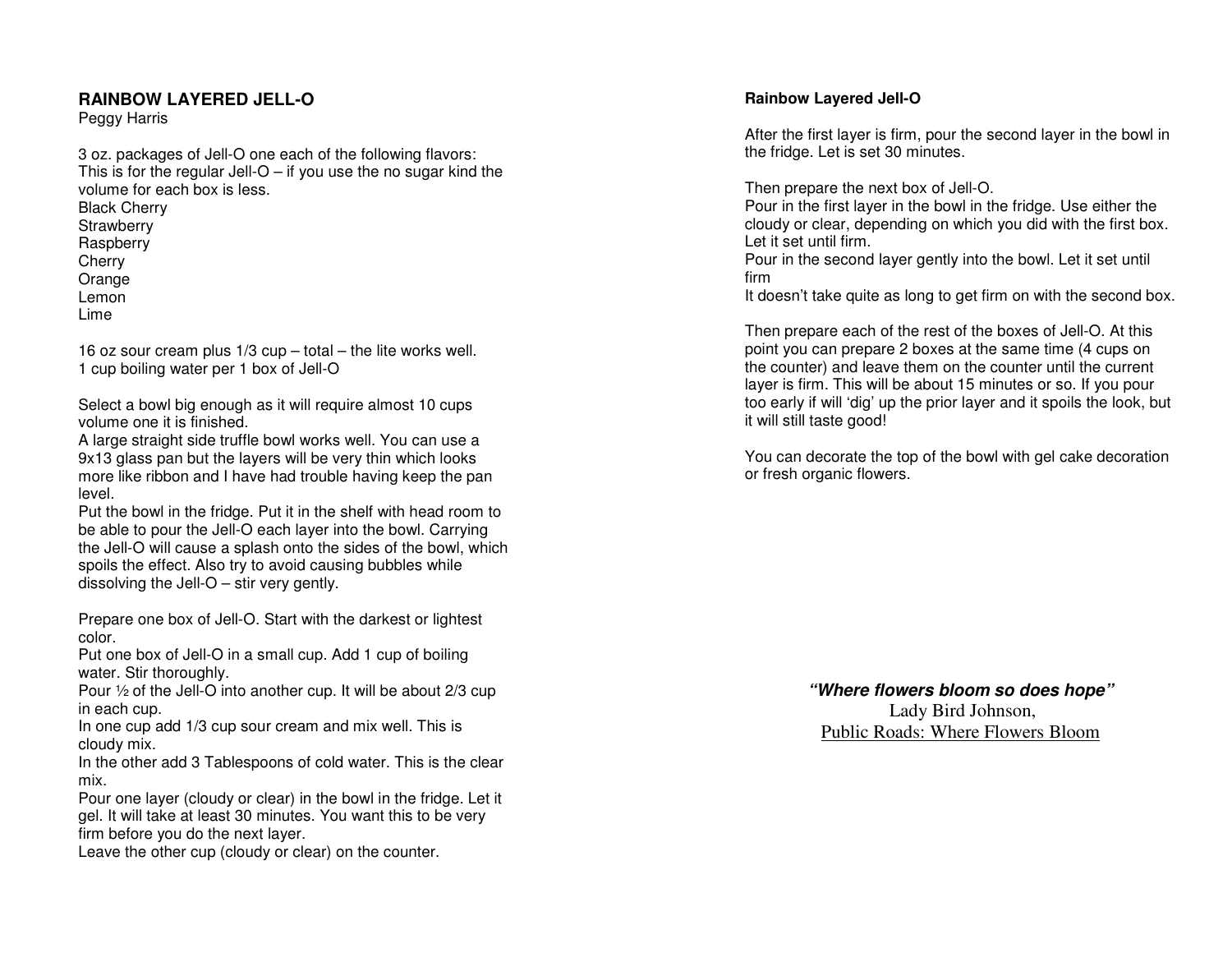## RAINBOW LAYERED JELL-O

Peggy Harris

3 oz. packages of Jell-O one each of the following flavors:
This is for the regular Jell-O – if you use the no sugar kind the volume for each box is less.

Black Cherry
Strawberry
Raspberry
Cherry
Orange
Lemon
Lime

16 oz sour cream plus 1/3 cup – total – the lite works well.
1 cup boiling water per 1 box of Jell-O

Select a bowl big enough as it will require almost 10 cups volume one it is finished.
A large straight side truffle bowl works well. You can use a 9x13 glass pan but the layers will be very thin which looks more like ribbon and I have had trouble having keep the pan level.
Put the bowl in the fridge. Put it in the shelf with head room to be able to pour the Jell-O each layer into the bowl. Carrying the Jell-O will cause a splash onto the sides of the bowl, which spoils the effect. Also try to avoid causing bubbles while dissolving the Jell-O – stir very gently.

Prepare one box of Jell-O. Start with the darkest or lightest color.
Put one box of Jell-O in a small cup. Add 1 cup of boiling water. Stir thoroughly.
Pour ½ of the Jell-O into another cup. It will be about 2/3 cup in each cup.
In one cup add 1/3 cup sour cream and mix well. This is cloudy mix.
In the other add 3 Tablespoons of cold water. This is the clear mix.
Pour one layer (cloudy or clear) in the bowl in the fridge. Let it gel. It will take at least 30 minutes. You want this to be very firm before you do the next layer.
Leave the other cup (cloudy or clear) on the counter.

### Rainbow Layered Jell-O

After the first layer is firm, pour the second layer in the bowl in the fridge. Let is set 30 minutes.

Then prepare the next box of Jell-O.
Pour in the first layer in the bowl in the fridge. Use either the cloudy or clear, depending on which you did with the first box. Let it set until firm.
Pour in the second layer gently into the bowl. Let it set until firm
It doesn't take quite as long to get firm on with the second box.

Then prepare each of the rest of the boxes of Jell-O. At this point you can prepare 2 boxes at the same time (4 cups on the counter) and leave them on the counter until the current layer is firm. This will be about 15 minutes or so. If you pour too early if will 'dig' up the prior layer and it spoils the look, but it will still taste good!

You can decorate the top of the bowl with gel cake decoration or fresh organic flowers.

***"Where flowers bloom so does hope"***
Lady Bird Johnson,
Public Roads: Where Flowers Bloom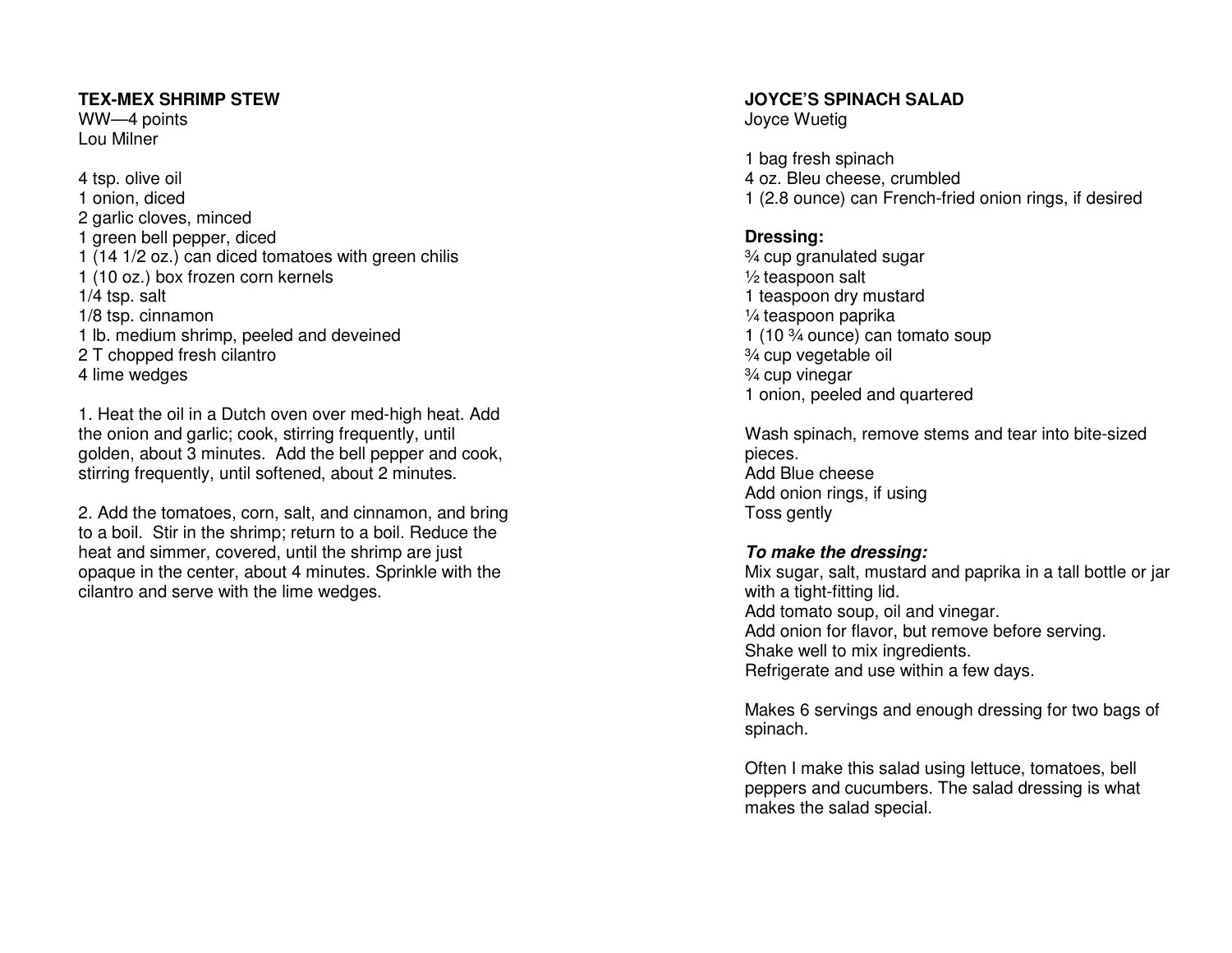**TEX-MEX SHRIMP STEW**
WW—4 points
Lou Milner

4 tsp. olive oil
1 onion, diced
2 garlic cloves, minced
1 green bell pepper, diced
1 (14 1/2 oz.) can diced tomatoes with green chilis
1 (10 oz.) box frozen corn kernels
1/4 tsp. salt
1/8 tsp. cinnamon
1 lb. medium shrimp, peeled and deveined
2 T chopped fresh cilantro
4 lime wedges

1. Heat the oil in a Dutch oven over med-high heat. Add the onion and garlic; cook, stirring frequently, until golden, about 3 minutes. Add the bell pepper and cook, stirring frequently, until softened, about 2 minutes.

2. Add the tomatoes, corn, salt, and cinnamon, and bring to a boil. Stir in the shrimp; return to a boil. Reduce the heat and simmer, covered, until the shrimp are just opaque in the center, about 4 minutes. Sprinkle with the cilantro and serve with the lime wedges.

**JOYCE'S SPINACH SALAD**
Joyce Wuetig

1 bag fresh spinach
4 oz. Bleu cheese, crumbled
1 (2.8 ounce) can French-fried onion rings, if desired

**Dressing:**
¾ cup granulated sugar
½ teaspoon salt
1 teaspoon dry mustard
¼ teaspoon paprika
1 (10 ¾ ounce) can tomato soup
¾ cup vegetable oil
¾ cup vinegar
1 onion, peeled and quartered

Wash spinach, remove stems and tear into bite-sized pieces.
Add Blue cheese
Add onion rings, if using
Toss gently

***To make the dressing:***
Mix sugar, salt, mustard and paprika in a tall bottle or jar with a tight-fitting lid.
Add tomato soup, oil and vinegar.
Add onion for flavor, but remove before serving.
Shake well to mix ingredients.
Refrigerate and use within a few days.

Makes 6 servings and enough dressing for two bags of spinach.

Often I make this salad using lettuce, tomatoes, bell peppers and cucumbers. The salad dressing is what makes the salad special.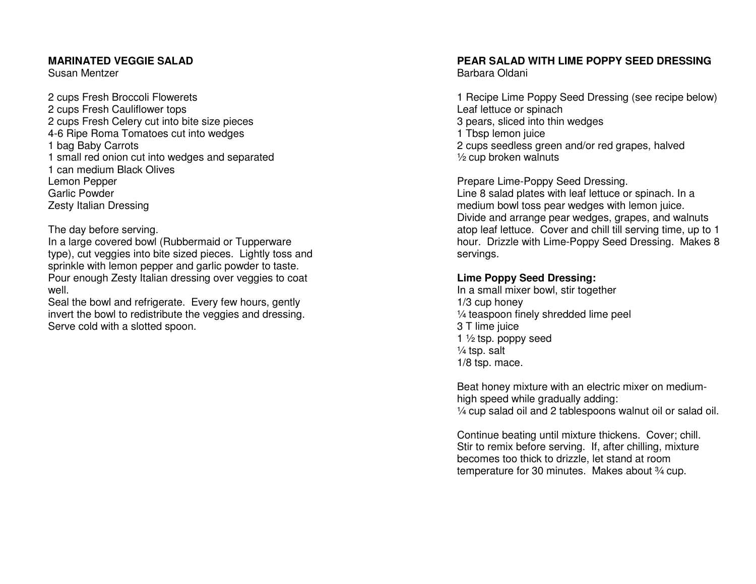## MARINATED VEGGIE SALAD

Susan Mentzer

2 cups Fresh Broccoli Flowerets
2 cups Fresh Cauliflower tops
2 cups Fresh Celery cut into bite size pieces
4-6 Ripe Roma Tomatoes cut into wedges
1 bag Baby Carrots
1 small red onion cut into wedges and separated
1 can medium Black Olives
Lemon Pepper
Garlic Powder
Zesty Italian Dressing

The day before serving.
In a large covered bowl (Rubbermaid or Tupperware type), cut veggies into bite sized pieces. Lightly toss and sprinkle with lemon pepper and garlic powder to taste. Pour enough Zesty Italian dressing over veggies to coat well.
Seal the bowl and refrigerate. Every few hours, gently invert the bowl to redistribute the veggies and dressing. Serve cold with a slotted spoon.

## PEAR SALAD WITH LIME POPPY SEED DRESSING

Barbara Oldani

1 Recipe Lime Poppy Seed Dressing (see recipe below)
Leaf lettuce or spinach
3 pears, sliced into thin wedges
1 Tbsp lemon juice
2 cups seedless green and/or red grapes, halved
½ cup broken walnuts

Prepare Lime-Poppy Seed Dressing.
Line 8 salad plates with leaf lettuce or spinach. In a medium bowl toss pear wedges with lemon juice. Divide and arrange pear wedges, grapes, and walnuts atop leaf lettuce. Cover and chill till serving time, up to 1 hour. Drizzle with Lime-Poppy Seed Dressing. Makes 8 servings.

**Lime Poppy Seed Dressing:**
In a small mixer bowl, stir together
1/3 cup honey
¼ teaspoon finely shredded lime peel
3 T lime juice
1 ½ tsp. poppy seed
¼ tsp. salt
1/8 tsp. mace.

Beat honey mixture with an electric mixer on medium-high speed while gradually adding:
¼ cup salad oil and 2 tablespoons walnut oil or salad oil.

Continue beating until mixture thickens. Cover; chill. Stir to remix before serving. If, after chilling, mixture becomes too thick to drizzle, let stand at room temperature for 30 minutes. Makes about ¾ cup.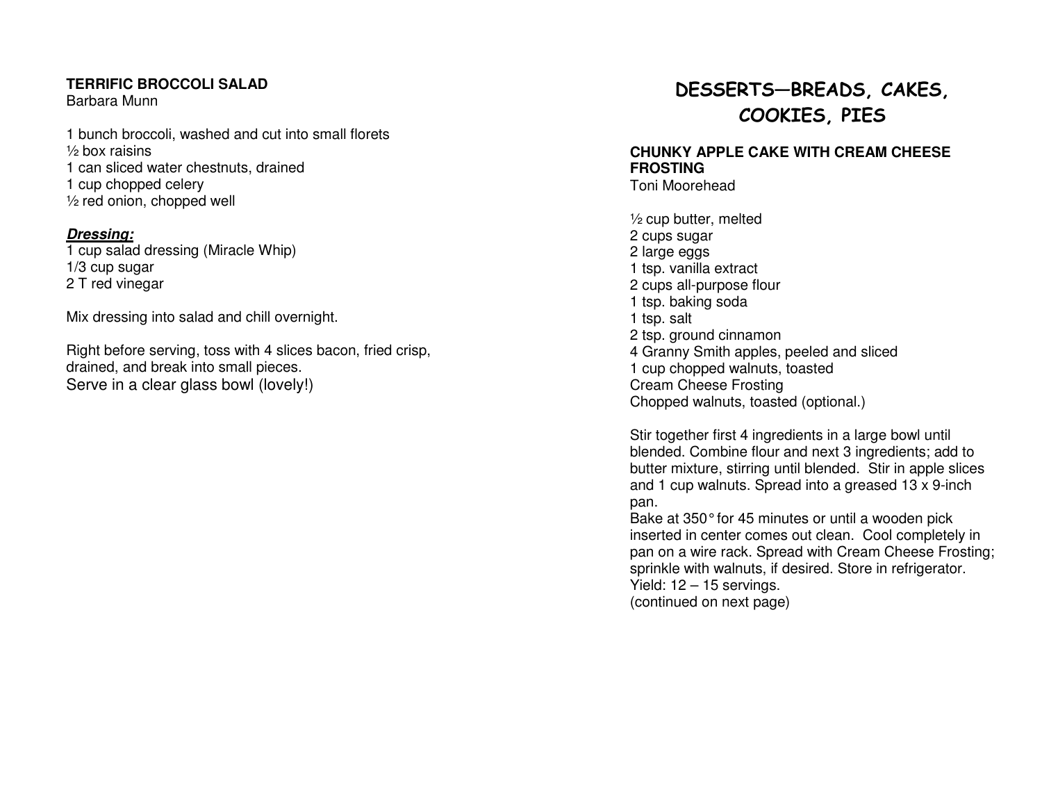**TERRIFIC BROCCOLI SALAD**
Barbara Munn

1 bunch broccoli, washed and cut into small florets
½ box raisins
1 can sliced water chestnuts, drained
1 cup chopped celery
½ red onion, chopped well

***Dressing:***
1 cup salad dressing (Miracle Whip)
1/3 cup sugar
2 T red vinegar

Mix dressing into salad and chill overnight.

Right before serving, toss with 4 slices bacon, fried crisp, drained, and break into small pieces.
Serve in a clear glass bowl (lovely!)

# DESSERTS—BREADS, CAKES, COOKIES, PIES

**CHUNKY APPLE CAKE WITH CREAM CHEESE FROSTING**
Toni Moorehead

½ cup butter, melted
2 cups sugar
2 large eggs
1 tsp. vanilla extract
2 cups all-purpose flour
1 tsp. baking soda
1 tsp. salt
2 tsp. ground cinnamon
4 Granny Smith apples, peeled and sliced
1 cup chopped walnuts, toasted
Cream Cheese Frosting
Chopped walnuts, toasted (optional.)

Stir together first 4 ingredients in a large bowl until blended. Combine flour and next 3 ingredients; add to butter mixture, stirring until blended. Stir in apple slices and 1 cup walnuts. Spread into a greased 13 x 9-inch pan.
Bake at 350° for 45 minutes or until a wooden pick inserted in center comes out clean. Cool completely in pan on a wire rack. Spread with Cream Cheese Frosting; sprinkle with walnuts, if desired. Store in refrigerator.
Yield: 12 – 15 servings.
(continued on next page)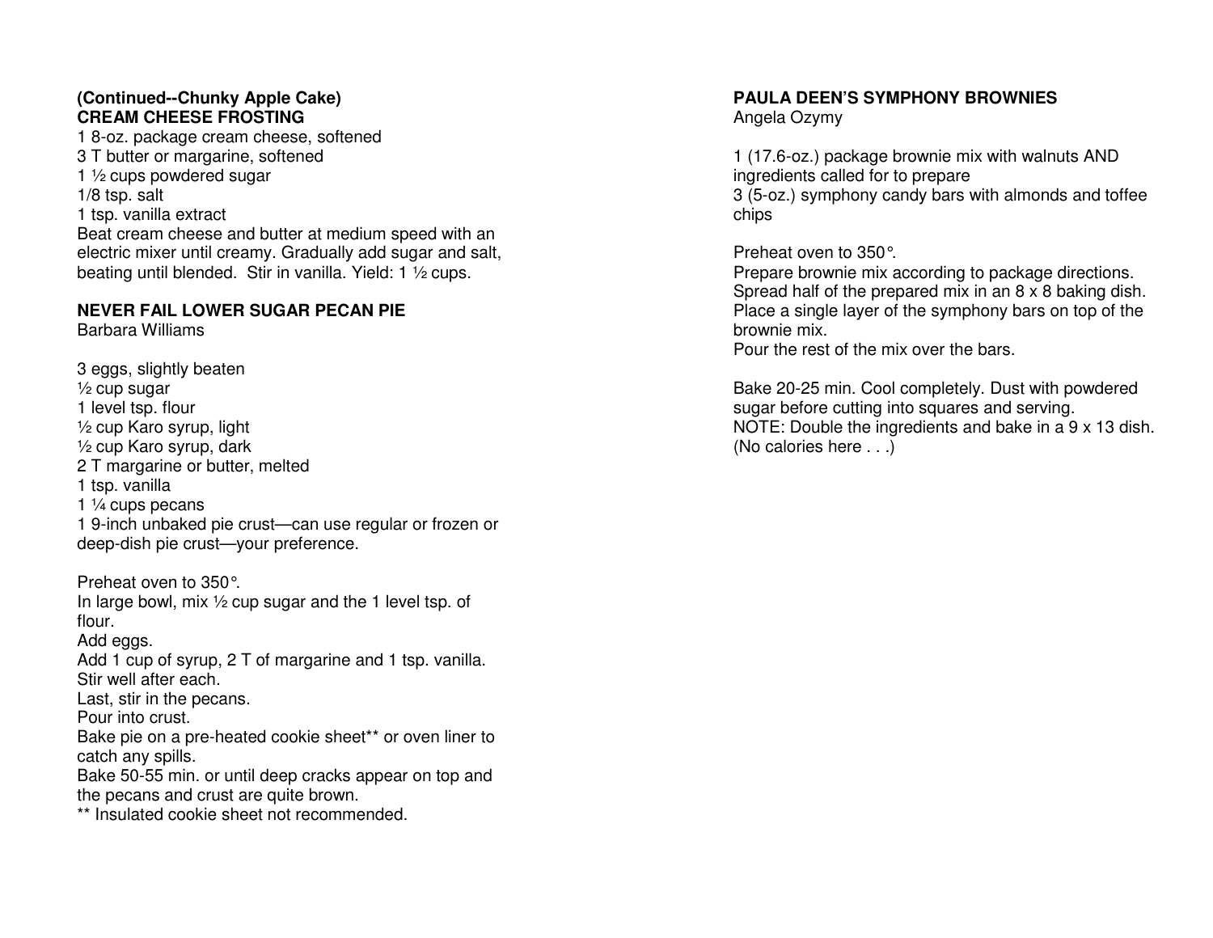**(Continued--Chunky Apple Cake)**
**CREAM CHEESE FROSTING**

1 8-oz. package cream cheese, softened
3 T butter or margarine, softened
1 ½ cups powdered sugar
1/8 tsp. salt
1 tsp. vanilla extract

Beat cream cheese and butter at medium speed with an electric mixer until creamy. Gradually add sugar and salt, beating until blended. Stir in vanilla. Yield: 1 ½ cups.

**NEVER FAIL LOWER SUGAR PECAN PIE**
Barbara Williams

3 eggs, slightly beaten
½ cup sugar
1 level tsp. flour
½ cup Karo syrup, light
½ cup Karo syrup, dark
2 T margarine or butter, melted
1 tsp. vanilla
1 ¼ cups pecans
1 9-inch unbaked pie crust—can use regular or frozen or deep-dish pie crust—your preference.

Preheat oven to 350°.
In large bowl, mix ½ cup sugar and the 1 level tsp. of flour.
Add eggs.
Add 1 cup of syrup, 2 T of margarine and 1 tsp. vanilla. Stir well after each.
Last, stir in the pecans.
Pour into crust.
Bake pie on a pre-heated cookie sheet** or oven liner to catch any spills.
Bake 50-55 min. or until deep cracks appear on top and the pecans and crust are quite brown.
** Insulated cookie sheet not recommended.

**PAULA DEEN'S SYMPHONY BROWNIES**
Angela Ozymy

1 (17.6-oz.) package brownie mix with walnuts AND ingredients called for to prepare
3 (5-oz.) symphony candy bars with almonds and toffee chips

Preheat oven to 350°.
Prepare brownie mix according to package directions.
Spread half of the prepared mix in an 8 x 8 baking dish.
Place a single layer of the symphony bars on top of the brownie mix.
Pour the rest of the mix over the bars.

Bake 20-25 min. Cool completely. Dust with powdered sugar before cutting into squares and serving.
NOTE: Double the ingredients and bake in a 9 x 13 dish.
(No calories here . . .)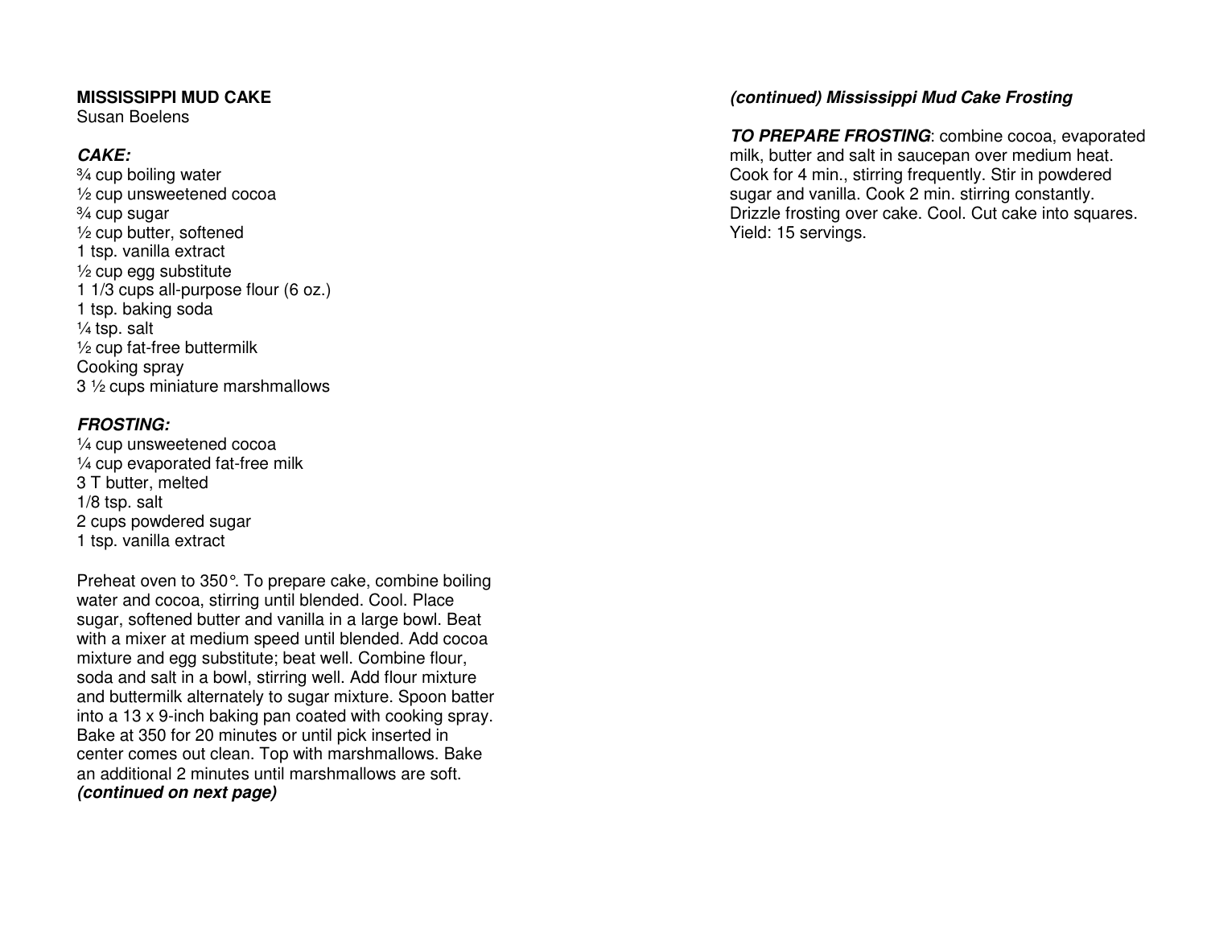**MISSISSIPPI MUD CAKE**
Susan Boelens

***CAKE:***
¾ cup boiling water
½ cup unsweetened cocoa
¾ cup sugar
½ cup butter, softened
1 tsp. vanilla extract
½ cup egg substitute
1 1/3 cups all-purpose flour (6 oz.)
1 tsp. baking soda
¼ tsp. salt
½ cup fat-free buttermilk
Cooking spray
3 ½ cups miniature marshmallows

***FROSTING:***
¼ cup unsweetened cocoa
¼ cup evaporated fat-free milk
3 T butter, melted
1/8 tsp. salt
2 cups powdered sugar
1 tsp. vanilla extract

Preheat oven to 350°. To prepare cake, combine boiling water and cocoa, stirring until blended. Cool. Place sugar, softened butter and vanilla in a large bowl. Beat with a mixer at medium speed until blended. Add cocoa mixture and egg substitute; beat well. Combine flour, soda and salt in a bowl, stirring well. Add flour mixture and buttermilk alternately to sugar mixture. Spoon batter into a 13 x 9-inch baking pan coated with cooking spray. Bake at 350 for 20 minutes or until pick inserted in center comes out clean. Top with marshmallows. Bake an additional 2 minutes until marshmallows are soft.
***(continued on next page)***

***(continued) Mississippi Mud Cake Frosting***

***TO PREPARE FROSTING***: combine cocoa, evaporated milk, butter and salt in saucepan over medium heat. Cook for 4 min., stirring frequently. Stir in powdered sugar and vanilla. Cook 2 min. stirring constantly. Drizzle frosting over cake. Cool. Cut cake into squares. Yield: 15 servings.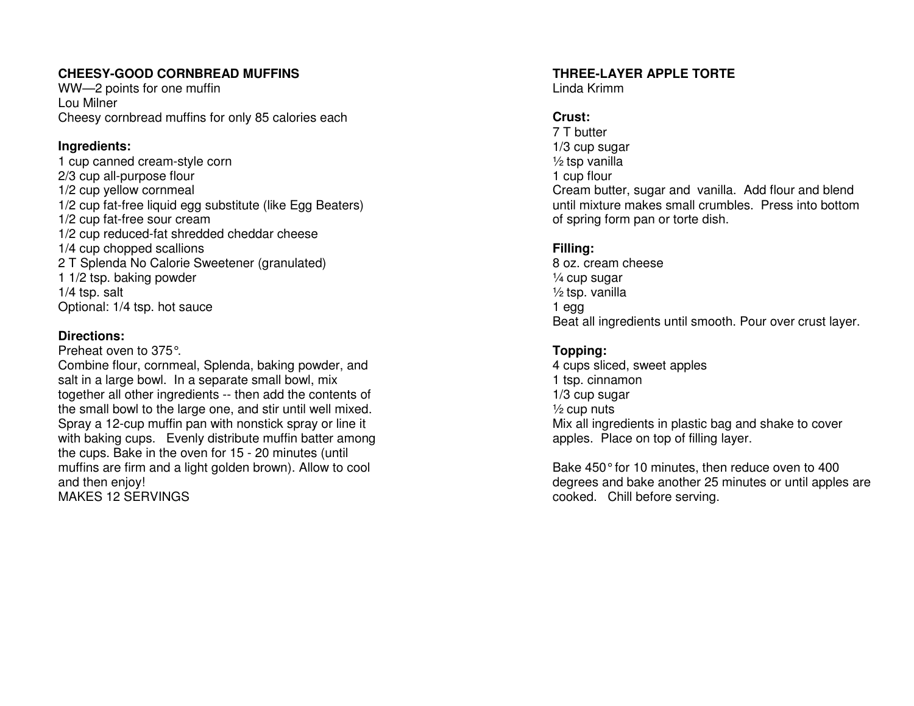## CHEESY-GOOD CORNBREAD MUFFINS

WW—2 points for one muffin
Lou Milner
Cheesy cornbread muffins for only 85 calories each

**Ingredients:**

1 cup canned cream-style corn
2/3 cup all-purpose flour
1/2 cup yellow cornmeal
1/2 cup fat-free liquid egg substitute (like Egg Beaters)
1/2 cup fat-free sour cream
1/2 cup reduced-fat shredded cheddar cheese
1/4 cup chopped scallions
2 T Splenda No Calorie Sweetener (granulated)
1 1/2 tsp. baking powder
1/4 tsp. salt
Optional: 1/4 tsp. hot sauce

**Directions:**

Preheat oven to 375°.
Combine flour, cornmeal, Splenda, baking powder, and salt in a large bowl. In a separate small bowl, mix together all other ingredients -- then add the contents of the small bowl to the large one, and stir until well mixed. Spray a 12-cup muffin pan with nonstick spray or line it with baking cups. Evenly distribute muffin batter among the cups. Bake in the oven for 15 - 20 minutes (until muffins are firm and a light golden brown). Allow to cool and then enjoy!
MAKES 12 SERVINGS

## THREE-LAYER APPLE TORTE

Linda Krimm

**Crust:**

7 T butter
1/3 cup sugar
½ tsp vanilla
1 cup flour
Cream butter, sugar and vanilla. Add flour and blend until mixture makes small crumbles. Press into bottom of spring form pan or torte dish.

**Filling:**

8 oz. cream cheese
¼ cup sugar
½ tsp. vanilla
1 egg
Beat all ingredients until smooth. Pour over crust layer.

**Topping:**

4 cups sliced, sweet apples
1 tsp. cinnamon
1/3 cup sugar
½ cup nuts
Mix all ingredients in plastic bag and shake to cover apples. Place on top of filling layer.

Bake 450° for 10 minutes, then reduce oven to 400 degrees and bake another 25 minutes or until apples are cooked. Chill before serving.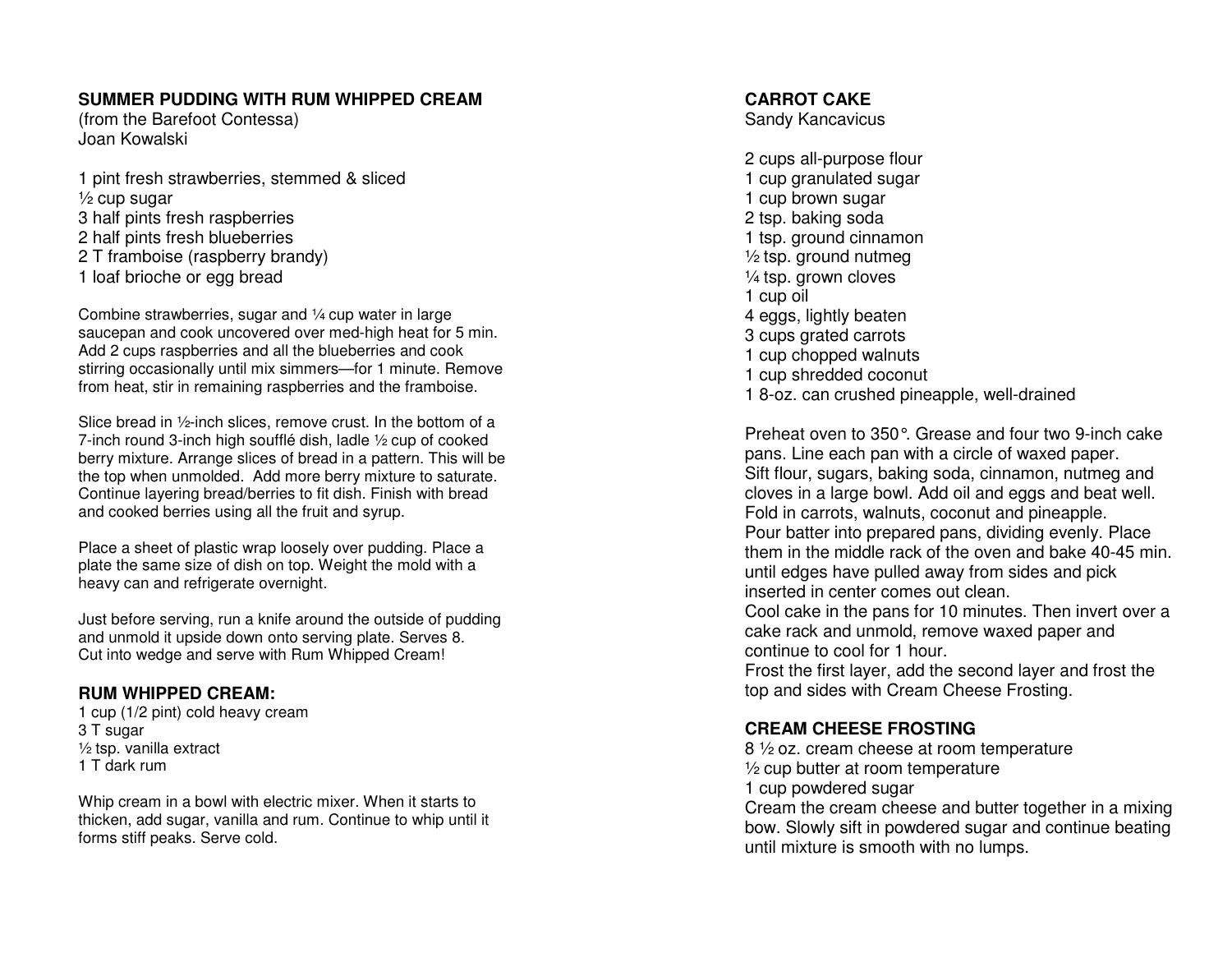## SUMMER PUDDING WITH RUM WHIPPED CREAM

(from the Barefoot Contessa)
Joan Kowalski

1 pint fresh strawberries, stemmed & sliced
½ cup sugar
3 half pints fresh raspberries
2 half pints fresh blueberries
2 T framboise (raspberry brandy)
1 loaf brioche or egg bread

Combine strawberries, sugar and ¼ cup water in large saucepan and cook uncovered over med-high heat for 5 min. Add 2 cups raspberries and all the blueberries and cook stirring occasionally until mix simmers—for 1 minute. Remove from heat, stir in remaining raspberries and the framboise.

Slice bread in ½-inch slices, remove crust. In the bottom of a 7-inch round 3-inch high soufflé dish, ladle ½ cup of cooked berry mixture. Arrange slices of bread in a pattern. This will be the top when unmolded. Add more berry mixture to saturate. Continue layering bread/berries to fit dish. Finish with bread and cooked berries using all the fruit and syrup.

Place a sheet of plastic wrap loosely over pudding. Place a plate the same size of dish on top. Weight the mold with a heavy can and refrigerate overnight.

Just before serving, run a knife around the outside of pudding and unmold it upside down onto serving plate. Serves 8.
Cut into wedge and serve with Rum Whipped Cream!

### RUM WHIPPED CREAM:

1 cup (1/2 pint) cold heavy cream
3 T sugar
½ tsp. vanilla extract
1 T dark rum

Whip cream in a bowl with electric mixer. When it starts to thicken, add sugar, vanilla and rum. Continue to whip until it forms stiff peaks. Serve cold.

## CARROT CAKE

Sandy Kancavicus

2 cups all-purpose flour
1 cup granulated sugar
1 cup brown sugar
2 tsp. baking soda
1 tsp. ground cinnamon
½ tsp. ground nutmeg
¼ tsp. grown cloves
1 cup oil
4 eggs, lightly beaten
3 cups grated carrots
1 cup chopped walnuts
1 cup shredded coconut
1 8-oz. can crushed pineapple, well-drained

Preheat oven to 350°. Grease and four two 9-inch cake pans. Line each pan with a circle of waxed paper.
Sift flour, sugars, baking soda, cinnamon, nutmeg and cloves in a large bowl. Add oil and eggs and beat well. Fold in carrots, walnuts, coconut and pineapple.
Pour batter into prepared pans, dividing evenly. Place them in the middle rack of the oven and bake 40-45 min. until edges have pulled away from sides and pick inserted in center comes out clean.
Cool cake in the pans for 10 minutes. Then invert over a cake rack and unmold, remove waxed paper and continue to cool for 1 hour.
Frost the first layer, add the second layer and frost the top and sides with Cream Cheese Frosting.

### CREAM CHEESE FROSTING

8 ½ oz. cream cheese at room temperature
½ cup butter at room temperature
1 cup powdered sugar
Cream the cream cheese and butter together in a mixing bow. Slowly sift in powdered sugar and continue beating until mixture is smooth with no lumps.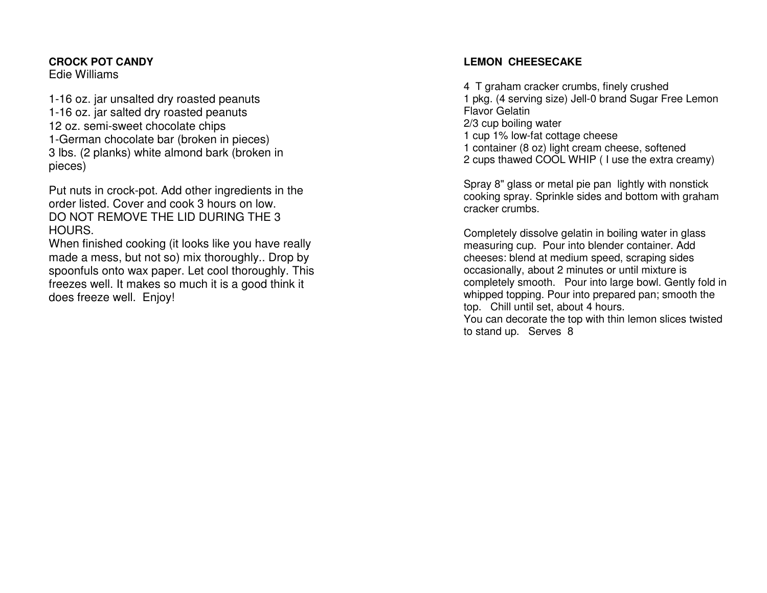## CROCK POT CANDY

Edie Williams

1-16 oz. jar unsalted dry roasted peanuts
1-16 oz. jar salted dry roasted peanuts
12 oz. semi-sweet chocolate chips
1-German chocolate bar (broken in pieces)
3 lbs. (2 planks) white almond bark (broken in pieces)

Put nuts in crock-pot. Add other ingredients in the order listed. Cover and cook 3 hours on low.
DO NOT REMOVE THE LID DURING THE 3 HOURS.
When finished cooking (it looks like you have really made a mess, but not so) mix thoroughly.. Drop by spoonfuls onto wax paper. Let cool thoroughly. This freezes well. It makes so much it is a good think it does freeze well. Enjoy!

## LEMON CHEESECAKE

4 T graham cracker crumbs, finely crushed
1 pkg. (4 serving size) Jell-0 brand Sugar Free Lemon Flavor Gelatin
2/3 cup boiling water
1 cup 1% low-fat cottage cheese
1 container (8 oz) light cream cheese, softened
2 cups thawed COOL WHIP ( I use the extra creamy)

Spray 8" glass or metal pie pan lightly with nonstick cooking spray. Sprinkle sides and bottom with graham cracker crumbs.

Completely dissolve gelatin in boiling water in glass measuring cup. Pour into blender container. Add cheeses: blend at medium speed, scraping sides occasionally, about 2 minutes or until mixture is completely smooth. Pour into large bowl. Gently fold in whipped topping. Pour into prepared pan; smooth the top. Chill until set, about 4 hours.
You can decorate the top with thin lemon slices twisted to stand up. Serves 8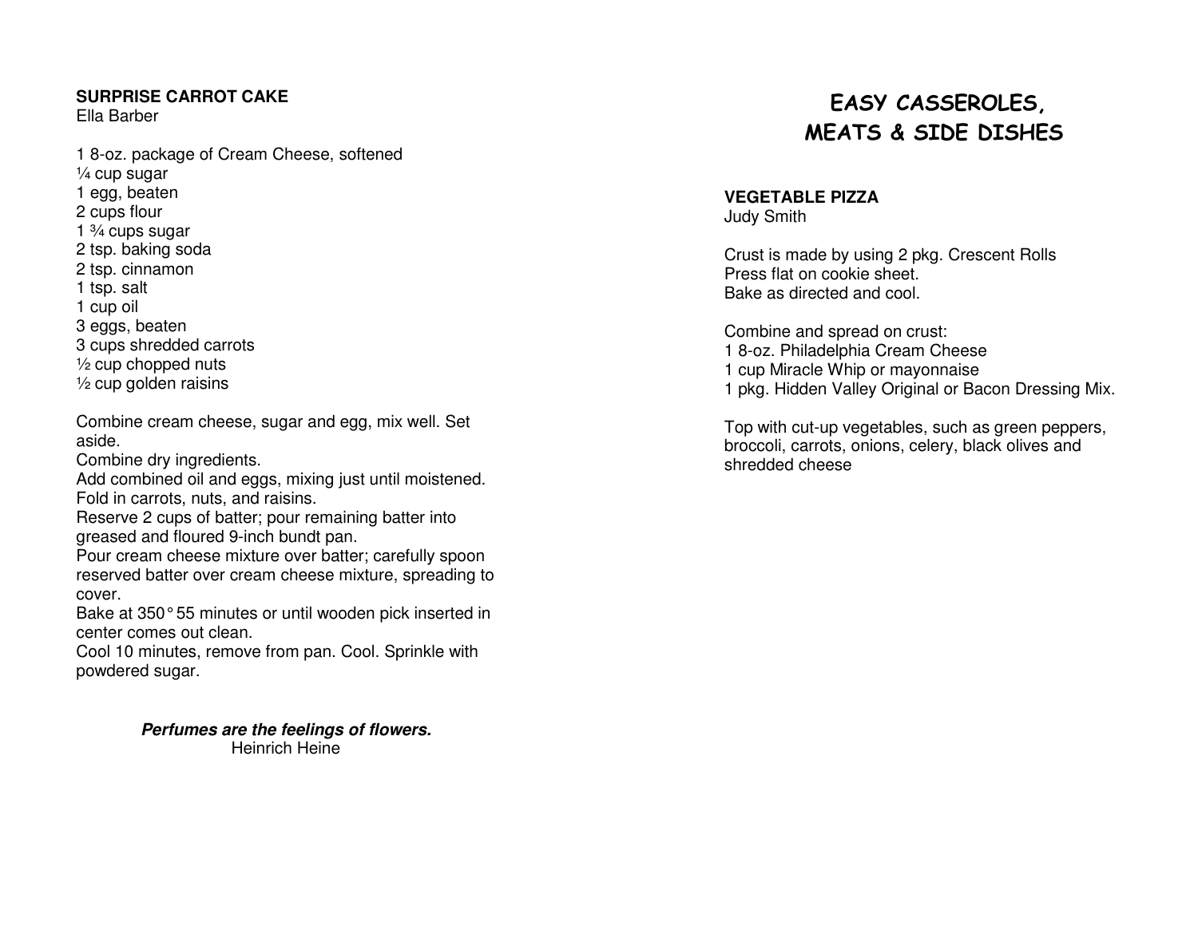**SURPRISE CARROT CAKE**
Ella Barber

1 8-oz. package of Cream Cheese, softened
¼ cup sugar
1 egg, beaten
2 cups flour
1 ¾ cups sugar
2 tsp. baking soda
2 tsp. cinnamon
1 tsp. salt
1 cup oil
3 eggs, beaten
3 cups shredded carrots
½ cup chopped nuts
½ cup golden raisins

Combine cream cheese, sugar and egg, mix well. Set aside.
Combine dry ingredients.
Add combined oil and eggs, mixing just until moistened.
Fold in carrots, nuts, and raisins.
Reserve 2 cups of batter; pour remaining batter into greased and floured 9-inch bundt pan.
Pour cream cheese mixture over batter; carefully spoon reserved batter over cream cheese mixture, spreading to cover.
Bake at 350° 55 minutes or until wooden pick inserted in center comes out clean.
Cool 10 minutes, remove from pan. Cool. Sprinkle with powdered sugar.

***Perfumes are the feelings of flowers.***
Heinrich Heine

# EASY CASSEROLES, MEATS & SIDE DISHES

**VEGETABLE PIZZA**
Judy Smith

Crust is made by using 2 pkg. Crescent Rolls
Press flat on cookie sheet.
Bake as directed and cool.

Combine and spread on crust:
1 8-oz. Philadelphia Cream Cheese
1 cup Miracle Whip or mayonnaise
1 pkg. Hidden Valley Original or Bacon Dressing Mix.

Top with cut-up vegetables, such as green peppers, broccoli, carrots, onions, celery, black olives and shredded cheese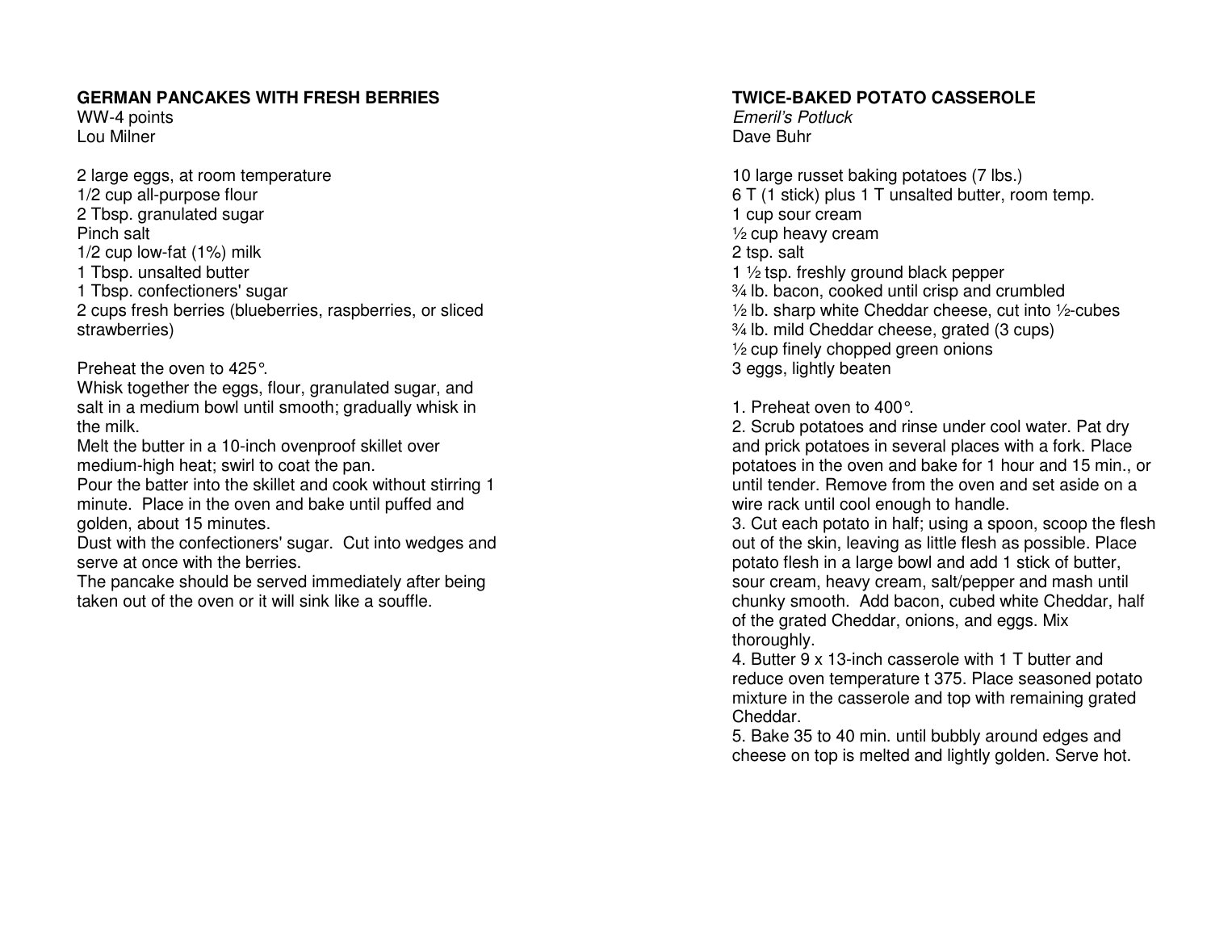**GERMAN PANCAKES WITH FRESH BERRIES**
WW-4 points
Lou Milner

2 large eggs, at room temperature
1/2 cup all-purpose flour
2 Tbsp. granulated sugar
Pinch salt
1/2 cup low-fat (1%) milk
1 Tbsp. unsalted butter
1 Tbsp. confectioners' sugar
2 cups fresh berries (blueberries, raspberries, or sliced strawberries)

Preheat the oven to 425°.
Whisk together the eggs, flour, granulated sugar, and salt in a medium bowl until smooth; gradually whisk in the milk.
Melt the butter in a 10-inch ovenproof skillet over medium-high heat; swirl to coat the pan.
Pour the batter into the skillet and cook without stirring 1 minute. Place in the oven and bake until puffed and golden, about 15 minutes.
Dust with the confectioners' sugar. Cut into wedges and serve at once with the berries.
The pancake should be served immediately after being taken out of the oven or it will sink like a souffle.

**TWICE-BAKED POTATO CASSEROLE**
*Emeril's Potluck*
Dave Buhr

10 large russet baking potatoes (7 lbs.)
6 T (1 stick) plus 1 T unsalted butter, room temp.
1 cup sour cream
½ cup heavy cream
2 tsp. salt
1 ½ tsp. freshly ground black pepper
¾ lb. bacon, cooked until crisp and crumbled
½ lb. sharp white Cheddar cheese, cut into ½-cubes
¾ lb. mild Cheddar cheese, grated (3 cups)
½ cup finely chopped green onions
3 eggs, lightly beaten

1. Preheat oven to 400°.
2. Scrub potatoes and rinse under cool water. Pat dry and prick potatoes in several places with a fork. Place potatoes in the oven and bake for 1 hour and 15 min., or until tender. Remove from the oven and set aside on a wire rack until cool enough to handle.
3. Cut each potato in half; using a spoon, scoop the flesh out of the skin, leaving as little flesh as possible. Place potato flesh in a large bowl and add 1 stick of butter, sour cream, heavy cream, salt/pepper and mash until chunky smooth. Add bacon, cubed white Cheddar, half of the grated Cheddar, onions, and eggs. Mix thoroughly.
4. Butter 9 x 13-inch casserole with 1 T butter and reduce oven temperature t 375. Place seasoned potato mixture in the casserole and top with remaining grated Cheddar.
5. Bake 35 to 40 min. until bubbly around edges and cheese on top is melted and lightly golden. Serve hot.